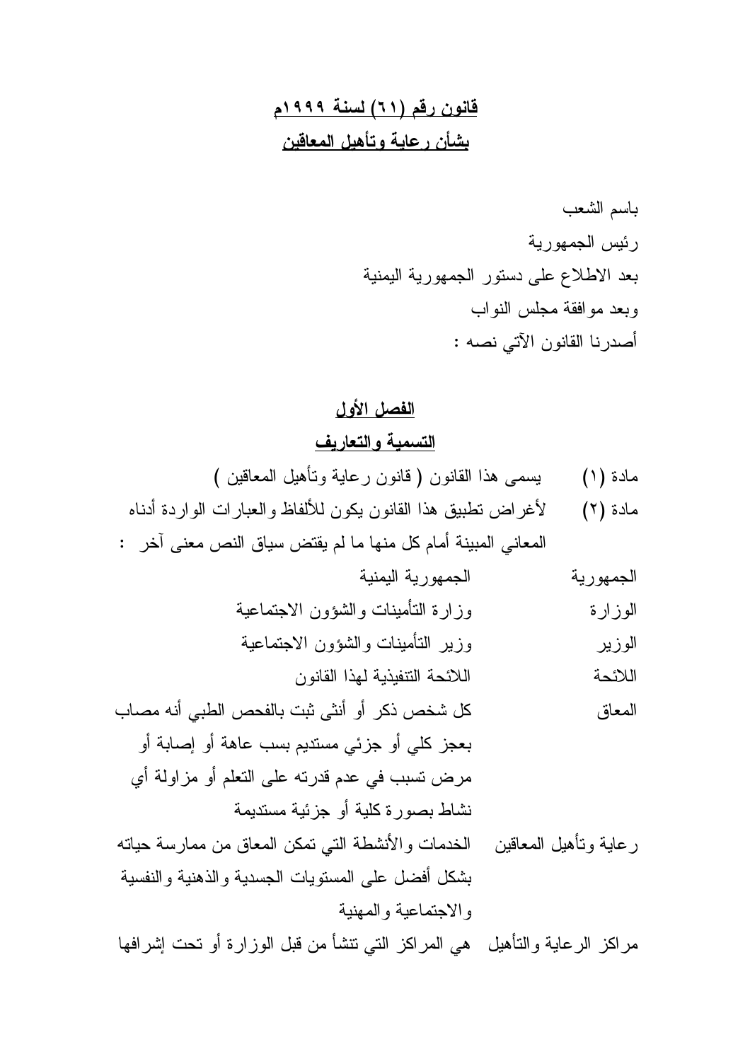## قانون رقم (٦١) لسنة ١٩٩٩م
## بشأن رعاية وتأهيل المعاقين

باسم الشعب

رئيس الجمهورية

بعد الاطلاع على دستور الجمهورية اليمنية

وبعد موافقة مجلس النواب

أصدرنا القانون الآتي نصه :

### الفصل الأول
### التسمية والتعاريف

مادة (١) يسمى هذا القانون ( قانون رعاية وتأهيل المعاقين )

مادة (٢) لأغراض تطبيق هذا القانون يكون للألفاظ والعبارات الواردة أدناه المعاني المبينة أمام كل منها ما لم يقتض سياق النص معنى آخر :

| | |
|---|---|
| الجمهورية | الجمهورية اليمنية |
| الوزارة | وزارة التأمينات والشؤون الاجتماعية |
| الوزير | وزير التأمينات والشؤون الاجتماعية |
| اللائحة | اللائحة التنفيذية لهذا القانون |
| المعاق | كل شخص ذكر أو أنثى ثبت بالفحص الطبي أنه مصاب بعجز كلي أو جزئي مستديم بسب عاهة أو إصابة أو مرض تسبب في عدم قدرته على التعلم أو مزاولة أي نشاط بصورة كلية أو جزئية مستديمة |
| رعاية وتأهيل المعاقين | الخدمات والأنشطة التي تمكن المعاق من ممارسة حياته بشكل أفضل على المستويات الجسدية والذهنية والنفسية والاجتماعية والمهنية |
| مراكز الرعاية والتأهيل | هي المراكز التي تنشأ من قبل الوزارة أو تحت إشرافها |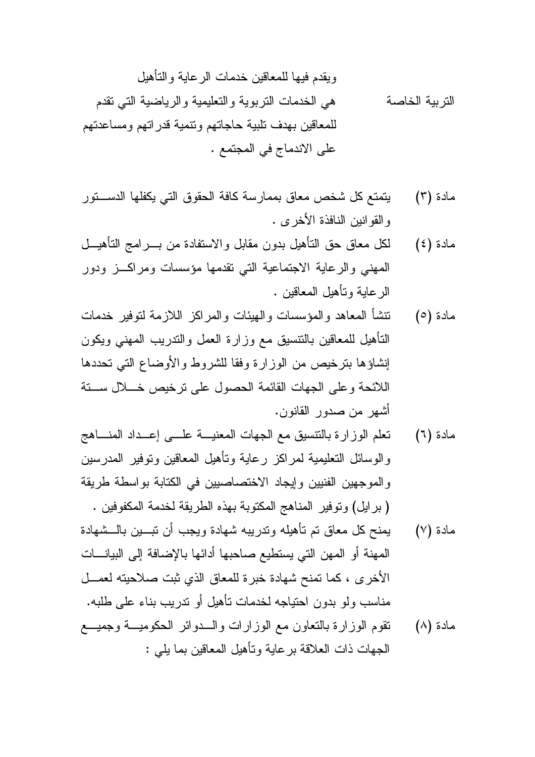ويقدم فيها للمعاقين خدمات الرعاية والتأهيل

التربية الخاصة: هي الخدمات التربوية والتعليمية والرياضية التي تقدم للمعاقين بهدف تلبية حاجاتهم وتنمية قدراتهم ومساعدتهم على الاندماج في المجتمع .

مادة (٣) يتمتع كل شخص معاق بممارسة كافة الحقوق التي يكفلها الدستور والقوانين النافذة الأخرى .

مادة (٤) لكل معاق حق التأهيل بدون مقابل والاستفادة من برامج التأهيل المهني والرعاية الاجتماعية التي تقدمها مؤسسات ومراكز ودور الرعاية وتأهيل المعاقين .

مادة (٥) تنشأ المعاهد والمؤسسات والهيئات والمراكز اللازمة لتوفير خدمات التأهيل للمعاقين بالتنسيق مع وزارة العمل والتدريب المهني ويكون إنشاؤها بترخيص من الوزارة وفقا للشروط والأوضاع التي تحددها اللائحة وعلى الجهات القائمة الحصول على ترخيص خلال ستة أشهر من صدور القانون.

مادة (٦) تعلم الوزارة بالتنسيق مع الجهات المعنية على إعداد المناهج والوسائل التعليمية لمراكز رعاية وتأهيل المعاقين وتوفير المدرسين والموجهين الفنيين وإيجاد الاختصاصيين في الكتابة بواسطة طريقة ( برايل) وتوفير المناهج المكتوبة بهذه الطريقة لخدمة المكفوفين .

مادة (٧) يمنح كل معاق تم تأهيله وتدريبه شهادة ويجب أن تبين بالشهادة المهنة أو المهن التي يستطيع صاحبها أدائها بالإضافة إلى البيانات الأخرى ، كما تمنح شهادة خبرة للمعاق الذي ثبت صلاحيته لعمل مناسب ولو بدون احتياجه لخدمات تأهيل أو تدريب بناء على طلبه.

مادة (٨) تقوم الوزارة بالتعاون مع الوزارات والدوائر الحكومية وجميع الجهات ذات العلاقة برعاية وتأهيل المعاقين بما يلي :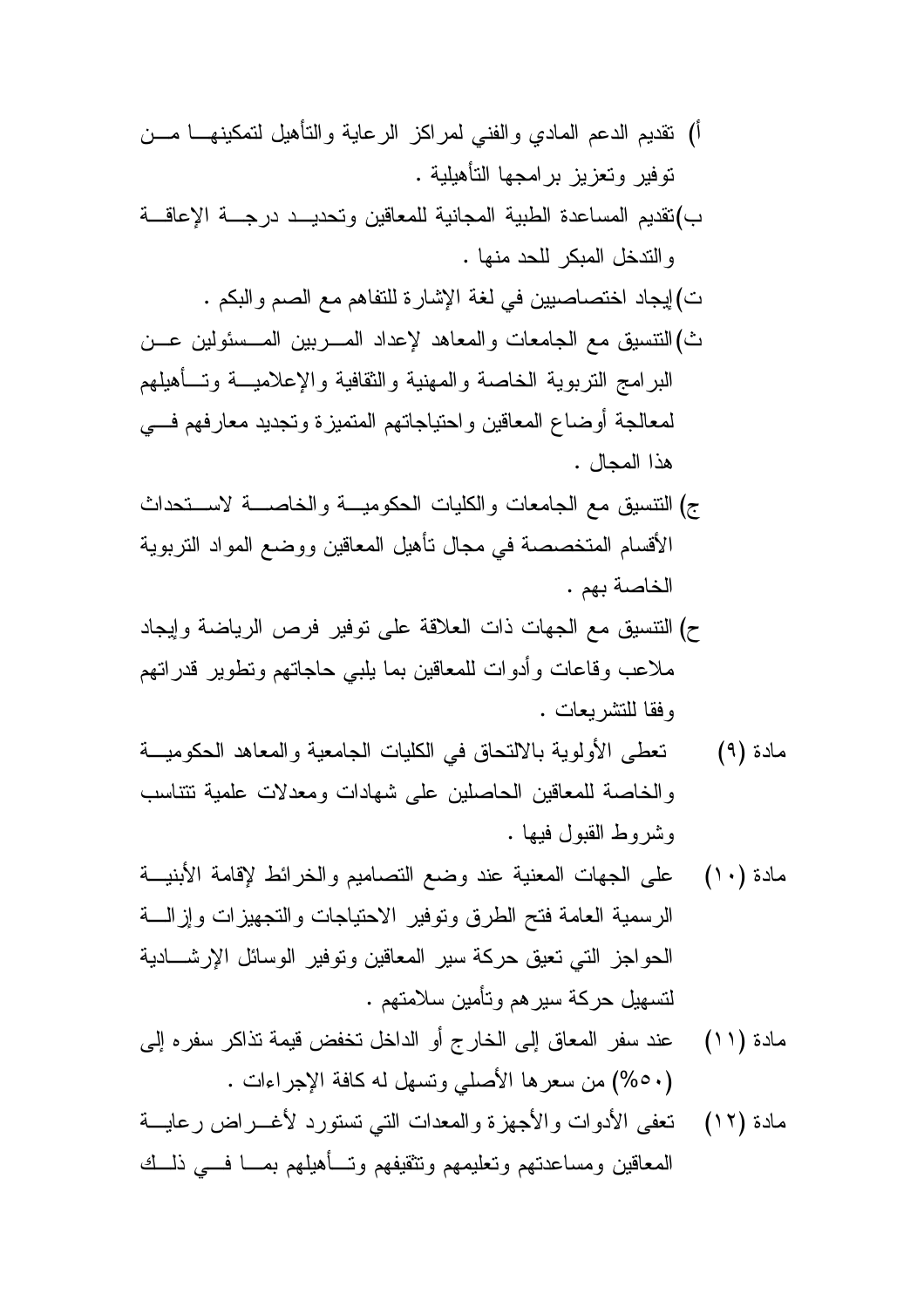أ) تقديم الدعم المادي والفني لمراكز الرعاية والتأهيل لتمكينها من توفير وتعزيز برامجها التأهيلية .

ب) تقديم المساعدة الطبية المجانية للمعاقين وتحديد درجة الإعاقة والتدخل المبكر للحد منها .

ت) إيجاد اختصاصيين في لغة الإشارة للتفاهم مع الصم والبكم .

ث) التنسيق مع الجامعات والمعاهد لإعداد المربين المسئولين عن البرامج التربوية الخاصة والمهنية والثقافية والإعلامية وتأهيلهم لمعالجة أوضاع المعاقين واحتياجاتهم المتميزة وتجديد معارفهم في هذا المجال .

ج) التنسيق مع الجامعات والكليات الحكومية والخاصة لاستحداث الأقسام المتخصصة في مجال تأهيل المعاقين ووضع المواد التربوية الخاصة بهم .

ح) التنسيق مع الجهات ذات العلاقة على توفير فرص الرياضة وإيجاد ملاعب وقاعات وأدوات للمعاقين بما يلبي حاجاتهم وتطوير قدراتهم وفقا للتشريعات .

مادة (٩) تعطى الأولوية بالالتحاق في الكليات الجامعية والمعاهد الحكومية والخاصة للمعاقين الحاصلين على شهادات ومعدلات علمية تتناسب وشروط القبول فيها .

مادة (١٠) على الجهات المعنية عند وضع التصاميم والخرائط لإقامة الأبنية الرسمية العامة فتح الطرق وتوفير الاحتياجات والتجهيزات وإزالة الحواجز التي تعيق حركة سير المعاقين وتوفير الوسائل الإرشادية لتسهيل حركة سيرهم وتأمين سلامتهم .

مادة (١١) عند سفر المعاق إلى الخارج أو الداخل تخفض قيمة تذاكر سفره إلى (٥٠%) من سعرها الأصلي وتسهل له كافة الإجراءات .

مادة (١٢) تعفى الأدوات والأجهزة والمعدات التي تستورد لأغراض رعاية المعاقين ومساعدتهم وتعليمهم وتثقيفهم وتأهيلهم بما في ذلك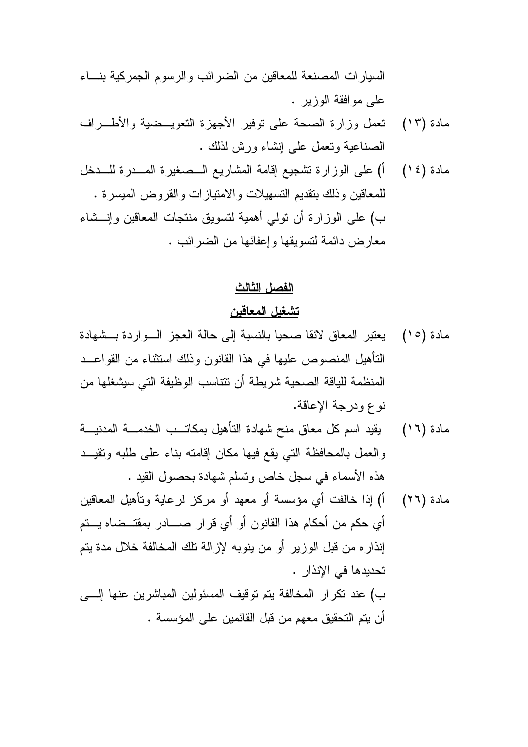السيارات المصنعة للمعاقين من الضرائب والرسوم الجمركية بناء على موافقة الوزير .

مادة (١٣) تعمل وزارة الصحة على توفير الأجهزة التعويضية والأطراف الصناعية وتعمل على إنشاء ورش لذلك .

مادة (١٤) أ) على الوزارة تشجيع إقامة المشاريع الصغيرة المدرة للدخل للمعاقين وذلك بتقديم التسهيلات والامتيازات والقروض الميسرة .

ب) على الوزارة أن تولي أهمية لتسويق منتجات المعاقين وإنشاء معارض دائمة لتسويقها وإعفائها من الضرائب .

## الفصل الثالث

## تشغيل المعاقين

مادة (١٥) يعتبر المعاق لائقا صحيا بالنسبة إلى حالة العجز الواردة بشهادة التأهيل المنصوص عليها في هذا القانون وذلك استثناء من القواعد المنظمة للياقة الصحية شريطة أن تتناسب الوظيفة التي سيشغلها من نوع ودرجة الإعاقة.

مادة (١٦) يقيد اسم كل معاق منح شهادة التأهيل بمكاتب الخدمة المدنية والعمل بالمحافظة التي يقع فيها مكان إقامته بناء على طلبه وتقيد هذه الأسماء في سجل خاص وتسلم شهادة بحصول القيد .

مادة (٢٦) أ) إذا خالفت أي مؤسسة أو معهد أو مركز لرعاية وتأهيل المعاقين أي حكم من أحكام هذا القانون أو أي قرار صادر بمقتضاه يتم إنذاره من قبل الوزير أو من ينوبه لإزالة تلك المخالفة خلال مدة يتم تحديدها في الإنذار .

ب) عند تكرار المخالفة يتم توقيف المسئولين المباشرين عنها إلى أن يتم التحقيق معهم من قبل القائمين على المؤسسة .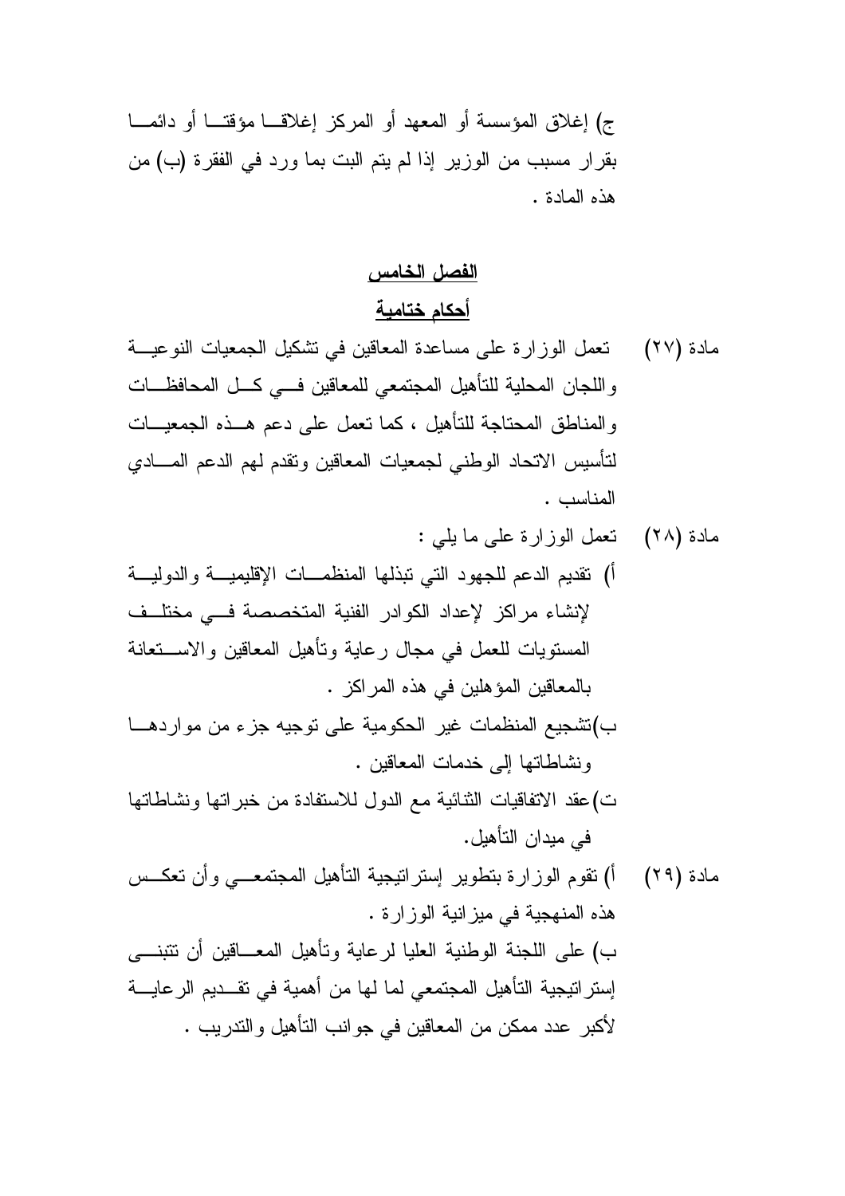ج) إغلاق المؤسسة أو المعهد أو المركز إغلاقا مؤقتا أو دائما بقرار مسبب من الوزير إذا لم يتم البت بما ورد في الفقرة (ب) من هذه المادة .

## الفصل الخامس

## أحكام ختامية

مادة (٢٧) تعمل الوزارة على مساعدة المعاقين في تشكيل الجمعيات النوعية واللجان المحلية للتأهيل المجتمعي للمعاقين في كل المحافظات والمناطق المحتاجة للتأهيل ، كما تعمل على دعم هذه الجمعيات لتأسيس الاتحاد الوطني لجمعيات المعاقين وتقدم لهم الدعم المادي المناسب .

مادة (٢٨) تعمل الوزارة على ما يلي :

أ) تقديم الدعم للجهود التي تبذلها المنظمات الإقليمية والدولية لإنشاء مراكز لإعداد الكوادر الفنية المتخصصة في مختلف المستويات للعمل في مجال رعاية وتأهيل المعاقين والاستعانة بالمعاقين المؤهلين في هذه المراكز .

ب) تشجيع المنظمات غير الحكومية على توجيه جزء من مواردها ونشاطاتها إلى خدمات المعاقين .

ت) عقد الاتفاقيات الثنائية مع الدول للاستفادة من خبراتها ونشاطاتها في ميدان التأهيل.

مادة (٢٩) أ) تقوم الوزارة بتطوير إستراتيجية التأهيل المجتمعي وأن تعكس هذه المنهجية في ميزانية الوزارة .

ب) على اللجنة الوطنية العليا لرعاية وتأهيل المعاقين أن تتبنى إستراتيجية التأهيل المجتمعي لما لها من أهمية في تقديم الرعاية لأكبر عدد ممكن من المعاقين في جوانب التأهيل والتدريب .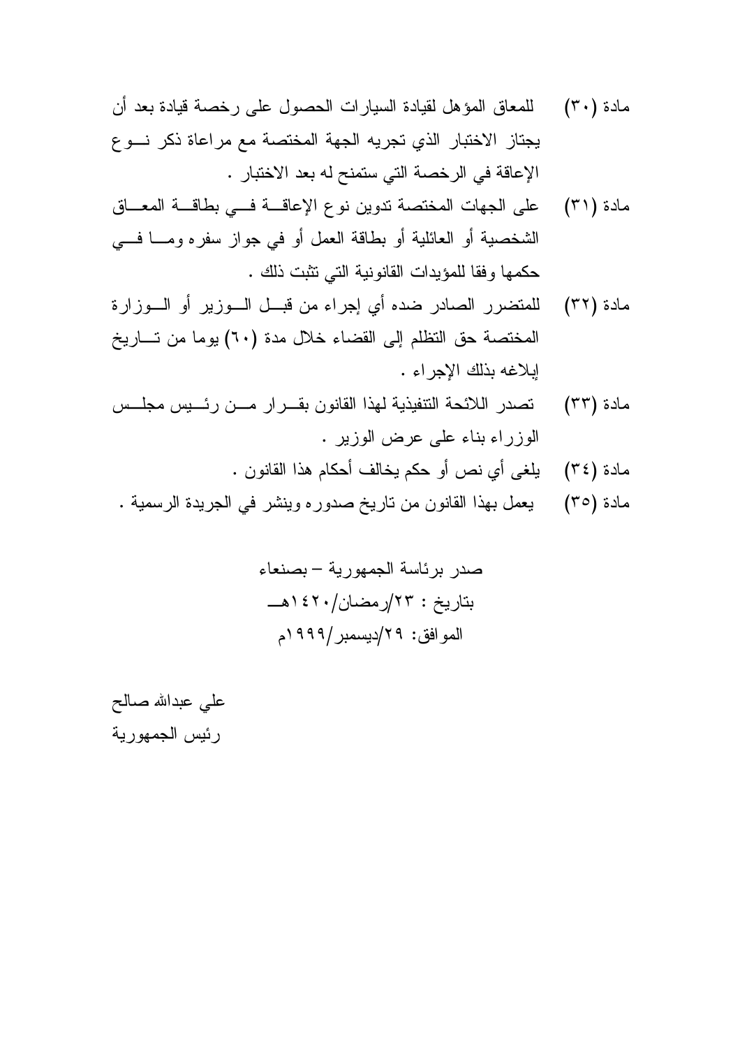مادة (٣٠) للمعاق المؤهل لقيادة السيارات الحصول على رخصة قيادة بعد أن يجتاز الاختبار الذي تجريه الجهة المختصة مع مراعاة ذكر نوع الإعاقة في الرخصة التي ستمنح له بعد الاختبار .

مادة (٣١) على الجهات المختصة تدوين نوع الإعاقة في بطاقة المعاق الشخصية أو العائلية أو بطاقة العمل أو في جواز سفره وما في حكمها وفقا للمؤيدات القانونية التي تثبت ذلك .

مادة (٣٢) للمتضرر الصادر ضده أي إجراء من قبل الوزير أو الوزارة المختصة حق التظلم إلى القضاء خلال مدة (٦٠) يوما من تاريخ إبلاغه بذلك الإجراء .

مادة (٣٣) تصدر اللائحة التنفيذية لهذا القانون بقرار من رئيس مجلس الوزراء بناء على عرض الوزير .

مادة (٣٤) يلغى أي نص أو حكم يخالف أحكام هذا القانون .

مادة (٣٥) يعمل بهذا القانون من تاريخ صدوره وينشر في الجريدة الرسمية .

صدر برئاسة الجمهورية – بصنعاء

بتاريخ : ٢٣/رمضان/١٤٢٠هـ

الموافق: ٢٩/ديسمبر/١٩٩٩م

علي عبدالله صالح

رئيس الجمهورية